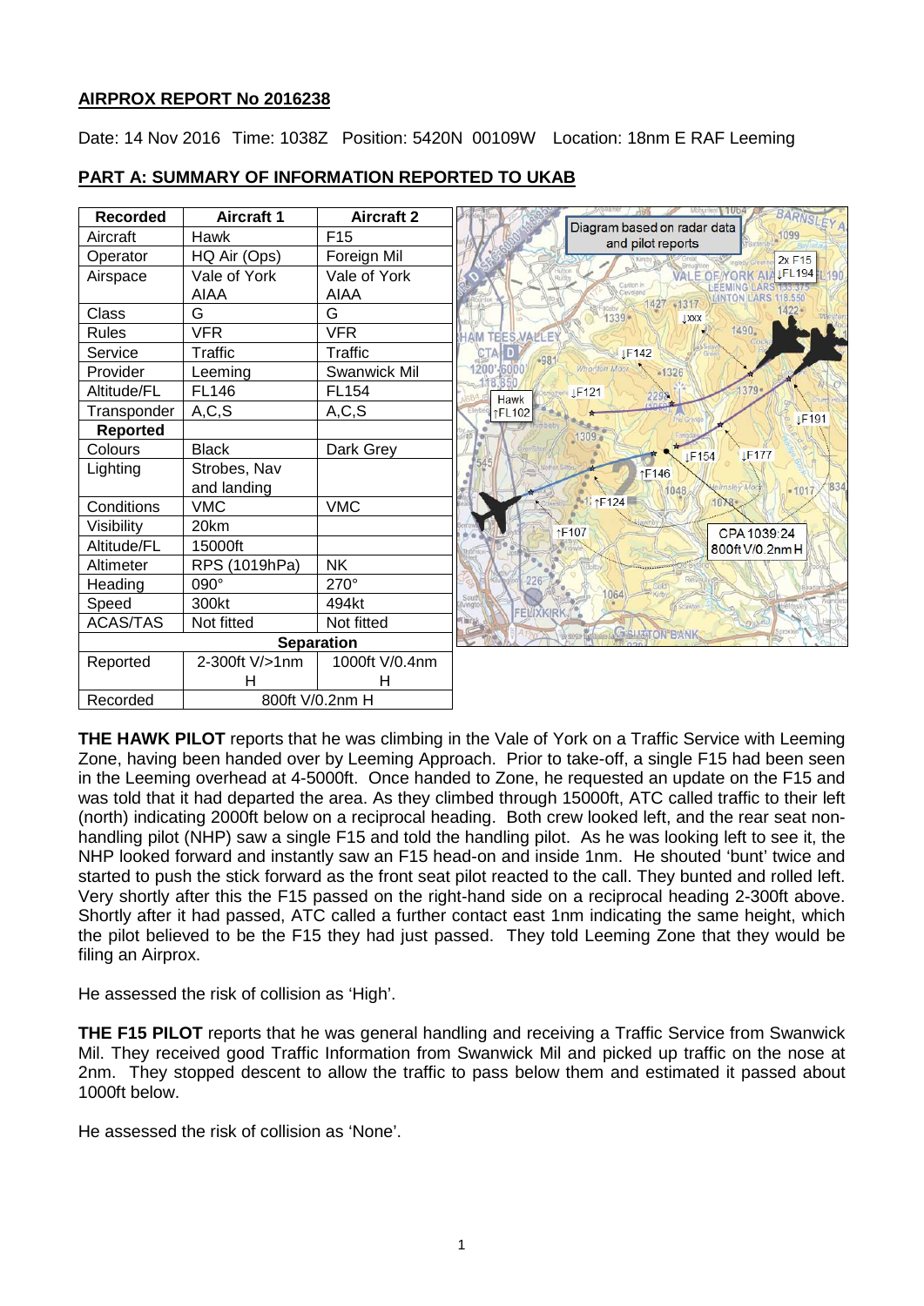## AIRPROX REPORT No 2016238

Date: 14 Nov 2016 Time: 1038Z Position: 5420N 00109W Location: 18nm E RAF Leeming

## PART A: SUMMARY OF INFORMATION REPORTED TO UKAB

| Recorded | Aircraft 1 | Aircraft 2 |
|---|---|---|
| Aircraft | Hawk | F15 |
| Operator | HQ Air (Ops) | Foreign Mil |
| Airspace | Vale of York AIAA | Vale of York AIAA |
| Class | G | G |
| Rules | VFR | VFR |
| Service | Traffic | Traffic |
| Provider | Leeming | Swanwick Mil |
| Altitude/FL | FL146 | FL154 |
| Transponder | A,C,S | A,C,S |
| **Reported** | | |
| Colours | Black | Dark Grey |
| Lighting | Strobes, Nav and landing | |
| Conditions | VMC | VMC |
| Visibility | 20km | |
| Altitude/FL | 15000ft | |
| Altimeter | RPS (1019hPa) | NK |
| Heading | 090° | 270° |
| Speed | 300kt | 494kt |
| ACAS/TAS | Not fitted | Not fitted |
| **Separation** | | |
| Reported | 2-300ft V/>1nm H | 1000ft V/0.4nm H |
| Recorded | 800ft V/0.2nm H | |

Diagram based on radar data and pilot reports

2x F15
↓FL194
↓F142
↓F121
Hawk
↑FL102
↓F191
↓F154
↓F177
↑F146
↑F124
↑F107
↓xxx
CPA 1039:24
800ft V/0.2nm H

**THE HAWK PILOT** reports that he was climbing in the Vale of York on a Traffic Service with Leeming Zone, having been handed over by Leeming Approach. Prior to take-off, a single F15 had been seen in the Leeming overhead at 4-5000ft. Once handed to Zone, he requested an update on the F15 and was told that it had departed the area. As they climbed through 15000ft, ATC called traffic to their left (north) indicating 2000ft below on a reciprocal heading. Both crew looked left, and the rear seat non-handling pilot (NHP) saw a single F15 and told the handling pilot. As he was looking left to see it, the NHP looked forward and instantly saw an F15 head-on and inside 1nm. He shouted 'bunt' twice and started to push the stick forward as the front seat pilot reacted to the call. They bunted and rolled left. Very shortly after this the F15 passed on the right-hand side on a reciprocal heading 2-300ft above. Shortly after it had passed, ATC called a further contact east 1nm indicating the same height, which the pilot believed to be the F15 they had just passed. They told Leeming Zone that they would be filing an Airprox.

He assessed the risk of collision as 'High'.

**THE F15 PILOT** reports that he was general handling and receiving a Traffic Service from Swanwick Mil. They received good Traffic Information from Swanwick Mil and picked up traffic on the nose at 2nm. They stopped descent to allow the traffic to pass below them and estimated it passed about 1000ft below.

He assessed the risk of collision as 'None'.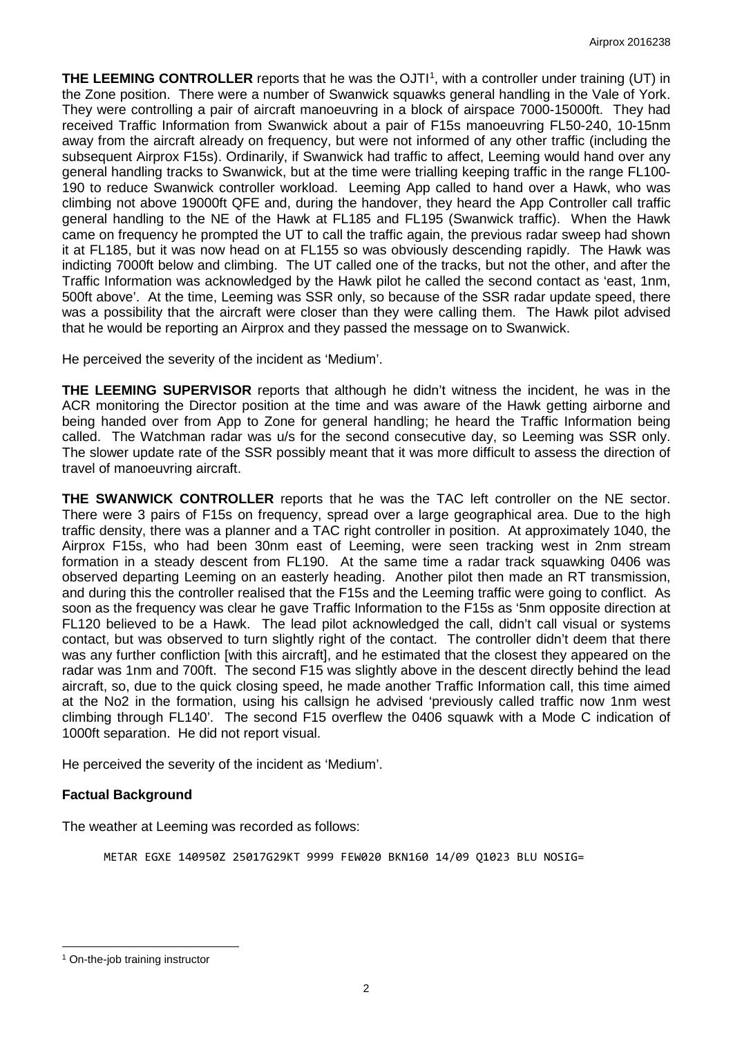**THE LEEMING CONTROLLER** reports that he was the OJTI[1], with a controller under training (UT) in the Zone position. There were a number of Swanwick squawks general handling in the Vale of York. They were controlling a pair of aircraft manoeuvring in a block of airspace 7000-15000ft. They had received Traffic Information from Swanwick about a pair of F15s manoeuvring FL50-240, 10-15nm away from the aircraft already on frequency, but were not informed of any other traffic (including the subsequent Airprox F15s). Ordinarily, if Swanwick had traffic to affect, Leeming would hand over any general handling tracks to Swanwick, but at the time were trialling keeping traffic in the range FL100-190 to reduce Swanwick controller workload. Leeming App called to hand over a Hawk, who was climbing not above 19000ft QFE and, during the handover, they heard the App Controller call traffic general handling to the NE of the Hawk at FL185 and FL195 (Swanwick traffic). When the Hawk came on frequency he prompted the UT to call the traffic again, the previous radar sweep had shown it at FL185, but it was now head on at FL155 so was obviously descending rapidly. The Hawk was indicting 7000ft below and climbing. The UT called one of the tracks, but not the other, and after the Traffic Information was acknowledged by the Hawk pilot he called the second contact as 'east, 1nm, 500ft above'. At the time, Leeming was SSR only, so because of the SSR radar update speed, there was a possibility that the aircraft were closer than they were calling them. The Hawk pilot advised that he would be reporting an Airprox and they passed the message on to Swanwick.

He perceived the severity of the incident as 'Medium'.

**THE LEEMING SUPERVISOR** reports that although he didn't witness the incident, he was in the ACR monitoring the Director position at the time and was aware of the Hawk getting airborne and being handed over from App to Zone for general handling; he heard the Traffic Information being called. The Watchman radar was u/s for the second consecutive day, so Leeming was SSR only. The slower update rate of the SSR possibly meant that it was more difficult to assess the direction of travel of manoeuvring aircraft.

**THE SWANWICK CONTROLLER** reports that he was the TAC left controller on the NE sector. There were 3 pairs of F15s on frequency, spread over a large geographical area. Due to the high traffic density, there was a planner and a TAC right controller in position. At approximately 1040, the Airprox F15s, who had been 30nm east of Leeming, were seen tracking west in 2nm stream formation in a steady descent from FL190. At the same time a radar track squawking 0406 was observed departing Leeming on an easterly heading. Another pilot then made an RT transmission, and during this the controller realised that the F15s and the Leeming traffic were going to conflict. As soon as the frequency was clear he gave Traffic Information to the F15s as '5nm opposite direction at FL120 believed to be a Hawk. The lead pilot acknowledged the call, didn't call visual or systems contact, but was observed to turn slightly right of the contact. The controller didn't deem that there was any further confliction [with this aircraft], and he estimated that the closest they appeared on the radar was 1nm and 700ft. The second F15 was slightly above in the descent directly behind the lead aircraft, so, due to the quick closing speed, he made another Traffic Information call, this time aimed at the No2 in the formation, using his callsign he advised 'previously called traffic now 1nm west climbing through FL140'. The second F15 overflew the 0406 squawk with a Mode C indication of 1000ft separation. He did not report visual.

He perceived the severity of the incident as 'Medium'.

## Factual Background

The weather at Leeming was recorded as follows:

```
METAR EGXE 140950Z 25017G29KT 9999 FEW020 BKN160 14/09 Q1023 BLU NOSIG=
```

[1] On-the-job training instructor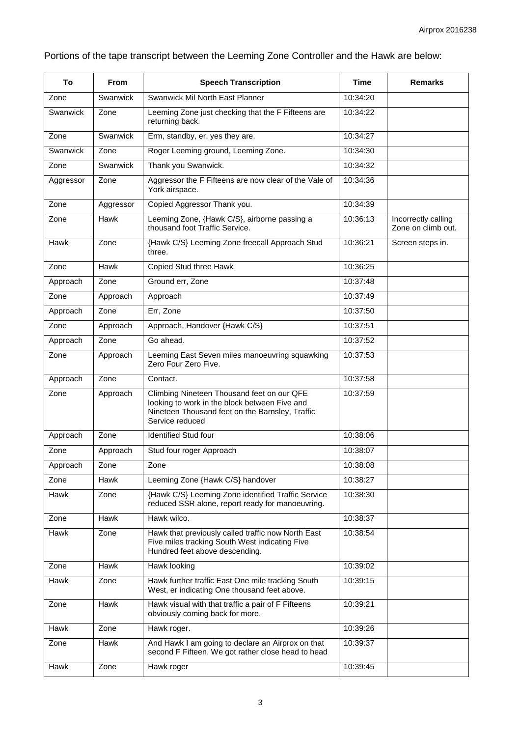Portions of the tape transcript between the Leeming Zone Controller and the Hawk are below:

| To | From | Speech Transcription | Time | Remarks |
|---|---|---|---|---|
| Zone | Swanwick | Swanwick Mil North East Planner | 10:34:20 | |
| Swanwick | Zone | Leeming Zone just checking that the F Fifteens are returning back. | 10:34:22 | |
| Zone | Swanwick | Erm, standby, er, yes they are. | 10:34:27 | |
| Swanwick | Zone | Roger Leeming ground, Leeming Zone. | 10:34:30 | |
| Zone | Swanwick | Thank you Swanwick. | 10:34:32 | |
| Aggressor | Zone | Aggressor the F Fifteens are now clear of the Vale of York airspace. | 10:34:36 | |
| Zone | Aggressor | Copied Aggressor Thank you. | 10:34:39 | |
| Zone | Hawk | Leeming Zone, {Hawk C/S}, airborne passing a thousand foot Traffic Service. | 10:36:13 | Incorrectly calling Zone on climb out. |
| Hawk | Zone | {Hawk C/S} Leeming Zone freecall Approach Stud three. | 10:36:21 | Screen steps in. |
| Zone | Hawk | Copied Stud three Hawk | 10:36:25 | |
| Approach | Zone | Ground err, Zone | 10:37:48 | |
| Zone | Approach | Approach | 10:37:49 | |
| Approach | Zone | Err, Zone | 10:37:50 | |
| Zone | Approach | Approach, Handover {Hawk C/S} | 10:37:51 | |
| Approach | Zone | Go ahead. | 10:37:52 | |
| Zone | Approach | Leeming East Seven miles manoeuvring squawking Zero Four Zero Five. | 10:37:53 | |
| Approach | Zone | Contact. | 10:37:58 | |
| Zone | Approach | Climbing Nineteen Thousand feet on our QFE looking to work in the block between Five and Nineteen Thousand feet on the Barnsley, Traffic Service reduced | 10:37:59 | |
| Approach | Zone | Identified Stud four | 10:38:06 | |
| Zone | Approach | Stud four roger Approach | 10:38:07 | |
| Approach | Zone | Zone | 10:38:08 | |
| Zone | Hawk | Leeming Zone {Hawk C/S} handover | 10:38:27 | |
| Hawk | Zone | {Hawk C/S} Leeming Zone identified Traffic Service reduced SSR alone, report ready for manoeuvring. | 10:38:30 | |
| Zone | Hawk | Hawk wilco. | 10:38:37 | |
| Hawk | Zone | Hawk that previously called traffic now North East Five miles tracking South West indicating Five Hundred feet above descending. | 10:38:54 | |
| Zone | Hawk | Hawk looking | 10:39:02 | |
| Hawk | Zone | Hawk further traffic East One mile tracking South West, er indicating One thousand feet above. | 10:39:15 | |
| Zone | Hawk | Hawk visual with that traffic a pair of F Fifteens obviously coming back for more. | 10:39:21 | |
| Hawk | Zone | Hawk roger. | 10:39:26 | |
| Zone | Hawk | And Hawk I am going to declare an Airprox on that second F Fifteen. We got rather close head to head | 10:39:37 | |
| Hawk | Zone | Hawk roger | 10:39:45 | |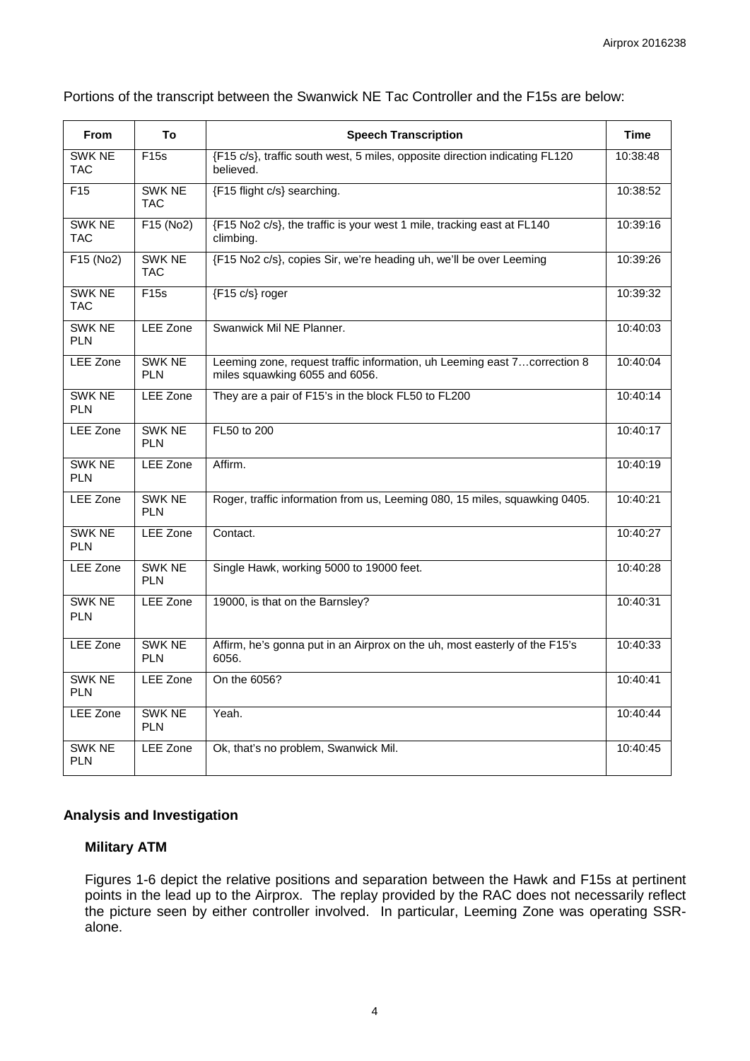Portions of the transcript between the Swanwick NE Tac Controller and the F15s are below:

| From | To | Speech Transcription | Time |
|---|---|---|---|
| SWK NE TAC | F15s | {F15 c/s}, traffic south west, 5 miles, opposite direction indicating FL120 believed. | 10:38:48 |
| F15 | SWK NE TAC | {F15 flight c/s} searching. | 10:38:52 |
| SWK NE TAC | F15 (No2) | {F15 No2 c/s}, the traffic is your west 1 mile, tracking east at FL140 climbing. | 10:39:16 |
| F15 (No2) | SWK NE TAC | {F15 No2 c/s}, copies Sir, we're heading uh, we'll be over Leeming | 10:39:26 |
| SWK NE TAC | F15s | {F15 c/s} roger | 10:39:32 |
| SWK NE PLN | LEE Zone | Swanwick Mil NE Planner. | 10:40:03 |
| LEE Zone | SWK NE PLN | Leeming zone, request traffic information, uh Leeming east 7…correction 8 miles squawking 6055 and 6056. | 10:40:04 |
| SWK NE PLN | LEE Zone | They are a pair of F15's in the block FL50 to FL200 | 10:40:14 |
| LEE Zone | SWK NE PLN | FL50 to 200 | 10:40:17 |
| SWK NE PLN | LEE Zone | Affirm. | 10:40:19 |
| LEE Zone | SWK NE PLN | Roger, traffic information from us, Leeming 080, 15 miles, squawking 0405. | 10:40:21 |
| SWK NE PLN | LEE Zone | Contact. | 10:40:27 |
| LEE Zone | SWK NE PLN | Single Hawk, working 5000 to 19000 feet. | 10:40:28 |
| SWK NE PLN | LEE Zone | 19000, is that on the Barnsley? | 10:40:31 |
| LEE Zone | SWK NE PLN | Affirm, he's gonna put in an Airprox on the uh, most easterly of the F15's 6056. | 10:40:33 |
| SWK NE PLN | LEE Zone | On the 6056? | 10:40:41 |
| LEE Zone | SWK NE PLN | Yeah. | 10:40:44 |
| SWK NE PLN | LEE Zone | Ok, that's no problem, Swanwick Mil. | 10:40:45 |

## Analysis and Investigation

### Military ATM

Figures 1-6 depict the relative positions and separation between the Hawk and F15s at pertinent points in the lead up to the Airprox. The replay provided by the RAC does not necessarily reflect the picture seen by either controller involved. In particular, Leeming Zone was operating SSR-alone.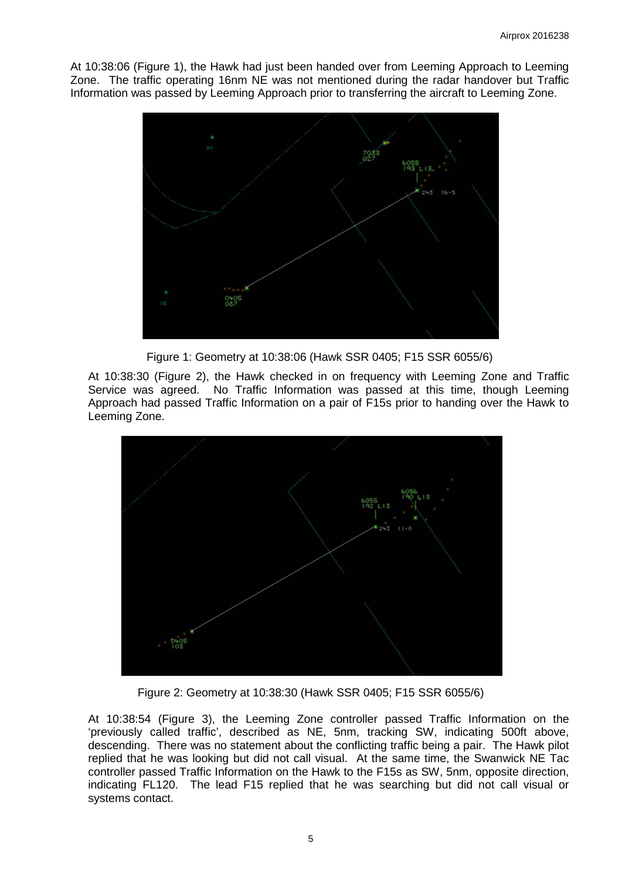At 10:38:06 (Figure 1), the Hawk had just been handed over from Leeming Approach to Leeming Zone. The traffic operating 16nm NE was not mentioned during the radar handover but Traffic Information was passed by Leeming Approach prior to transferring the aircraft to Leeming Zone.

Figure 1: Geometry at 10:38:06 (Hawk SSR 0405; F15 SSR 6055/6)

At 10:38:30 (Figure 2), the Hawk checked in on frequency with Leeming Zone and Traffic Service was agreed. No Traffic Information was passed at this time, though Leeming Approach had passed Traffic Information on a pair of F15s prior to handing over the Hawk to Leeming Zone.

Figure 2: Geometry at 10:38:30 (Hawk SSR 0405; F15 SSR 6055/6)

At 10:38:54 (Figure 3), the Leeming Zone controller passed Traffic Information on the 'previously called traffic', described as NE, 5nm, tracking SW, indicating 500ft above, descending. There was no statement about the conflicting traffic being a pair. The Hawk pilot replied that he was looking but did not call visual. At the same time, the Swanwick NE Tac controller passed Traffic Information on the Hawk to the F15s as SW, 5nm, opposite direction, indicating FL120. The lead F15 replied that he was searching but did not call visual or systems contact.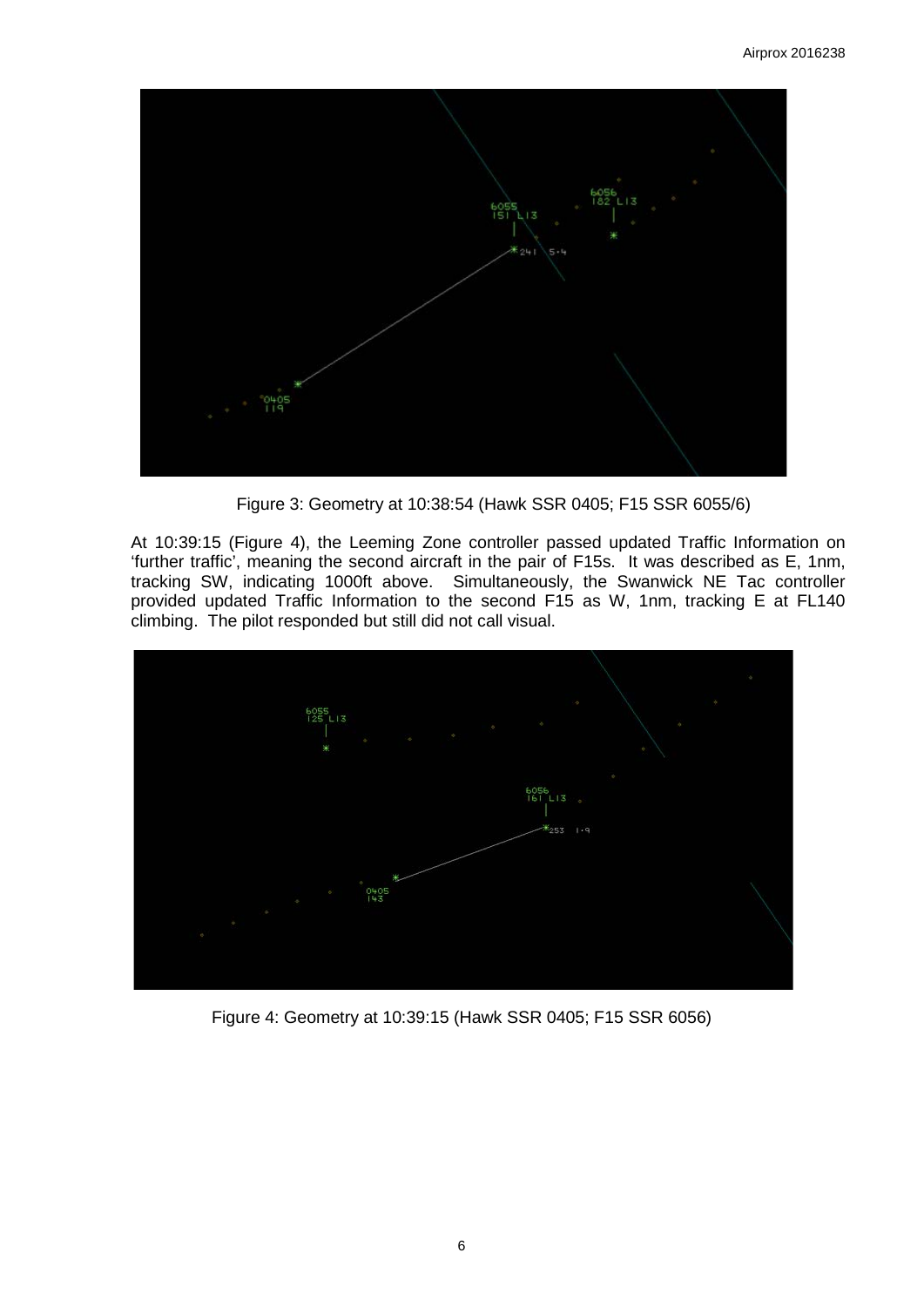6055
151 L13
6056
182 L13
241 5·4
0405
119

Figure 3: Geometry at 10:38:54 (Hawk SSR 0405; F15 SSR 6055/6)

At 10:39:15 (Figure 4), the Leeming Zone controller passed updated Traffic Information on 'further traffic', meaning the second aircraft in the pair of F15s. It was described as E, 1nm, tracking SW, indicating 1000ft above. Simultaneously, the Swanwick NE Tac controller provided updated Traffic Information to the second F15 as W, 1nm, tracking E at FL140 climbing. The pilot responded but still did not call visual.

6055
125 L13
6056
161 L13
253 1·9
0405
143

Figure 4: Geometry at 10:39:15 (Hawk SSR 0405; F15 SSR 6056)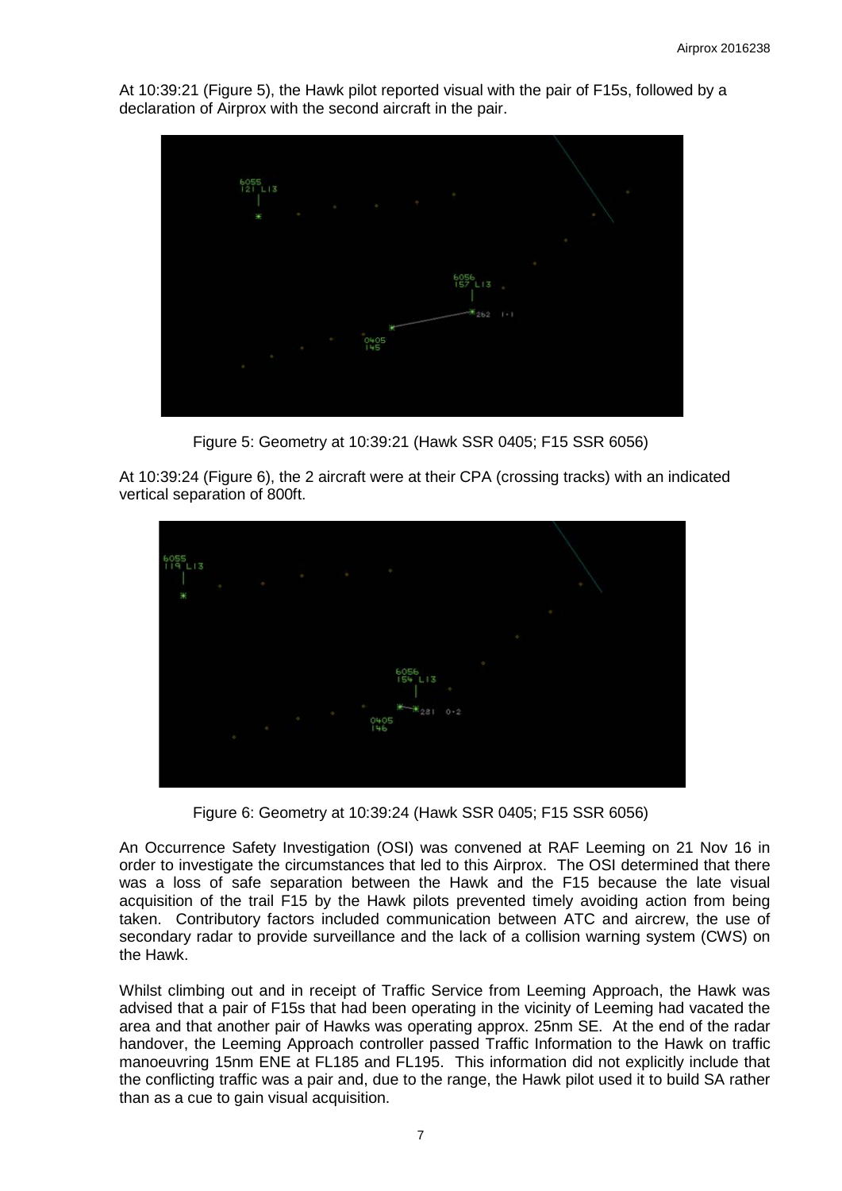At 10:39:21 (Figure 5), the Hawk pilot reported visual with the pair of F15s, followed by a declaration of Airprox with the second aircraft in the pair.

Figure 5: Geometry at 10:39:21 (Hawk SSR 0405; F15 SSR 6056)

At 10:39:24 (Figure 6), the 2 aircraft were at their CPA (crossing tracks) with an indicated vertical separation of 800ft.

Figure 6: Geometry at 10:39:24 (Hawk SSR 0405; F15 SSR 6056)

An Occurrence Safety Investigation (OSI) was convened at RAF Leeming on 21 Nov 16 in order to investigate the circumstances that led to this Airprox. The OSI determined that there was a loss of safe separation between the Hawk and the F15 because the late visual acquisition of the trail F15 by the Hawk pilots prevented timely avoiding action from being taken. Contributory factors included communication between ATC and aircrew, the use of secondary radar to provide surveillance and the lack of a collision warning system (CWS) on the Hawk.

Whilst climbing out and in receipt of Traffic Service from Leeming Approach, the Hawk was advised that a pair of F15s that had been operating in the vicinity of Leeming had vacated the area and that another pair of Hawks was operating approx. 25nm SE. At the end of the radar handover, the Leeming Approach controller passed Traffic Information to the Hawk on traffic manoeuvring 15nm ENE at FL185 and FL195. This information did not explicitly include that the conflicting traffic was a pair and, due to the range, the Hawk pilot used it to build SA rather than as a cue to gain visual acquisition.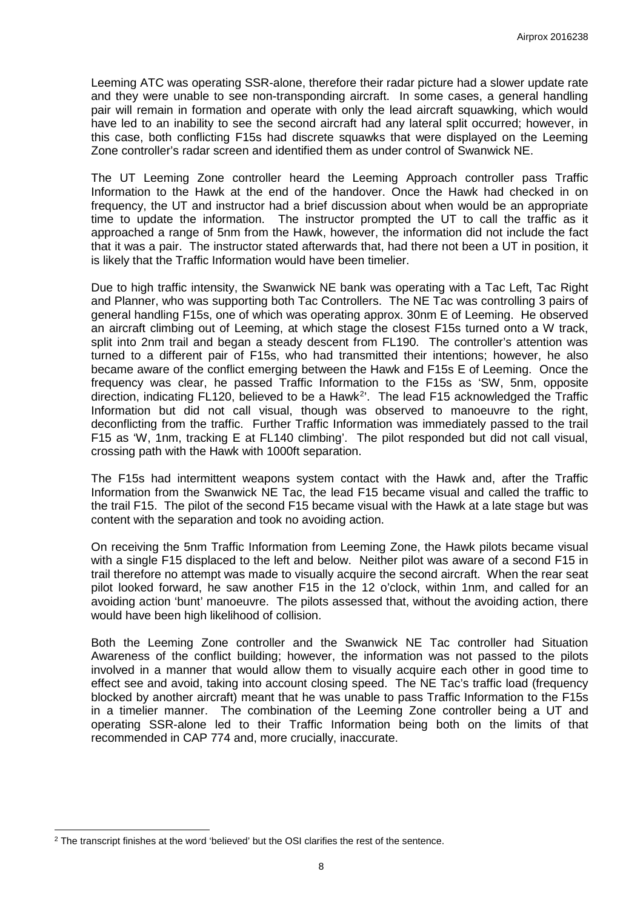Leeming ATC was operating SSR-alone, therefore their radar picture had a slower update rate and they were unable to see non-transponding aircraft. In some cases, a general handling pair will remain in formation and operate with only the lead aircraft squawking, which would have led to an inability to see the second aircraft had any lateral split occurred; however, in this case, both conflicting F15s had discrete squawks that were displayed on the Leeming Zone controller's radar screen and identified them as under control of Swanwick NE.

The UT Leeming Zone controller heard the Leeming Approach controller pass Traffic Information to the Hawk at the end of the handover. Once the Hawk had checked in on frequency, the UT and instructor had a brief discussion about when would be an appropriate time to update the information. The instructor prompted the UT to call the traffic as it approached a range of 5nm from the Hawk, however, the information did not include the fact that it was a pair. The instructor stated afterwards that, had there not been a UT in position, it is likely that the Traffic Information would have been timelier.

Due to high traffic intensity, the Swanwick NE bank was operating with a Tac Left, Tac Right and Planner, who was supporting both Tac Controllers. The NE Tac was controlling 3 pairs of general handling F15s, one of which was operating approx. 30nm E of Leeming. He observed an aircraft climbing out of Leeming, at which stage the closest F15s turned onto a W track, split into 2nm trail and began a steady descent from FL190. The controller's attention was turned to a different pair of F15s, who had transmitted their intentions; however, he also became aware of the conflict emerging between the Hawk and F15s E of Leeming. Once the frequency was clear, he passed Traffic Information to the F15s as 'SW, 5nm, opposite direction, indicating FL120, believed to be a Hawk[2]'. The lead F15 acknowledged the Traffic Information but did not call visual, though was observed to manoeuvre to the right, deconflicting from the traffic. Further Traffic Information was immediately passed to the trail F15 as 'W, 1nm, tracking E at FL140 climbing'. The pilot responded but did not call visual, crossing path with the Hawk with 1000ft separation.

The F15s had intermittent weapons system contact with the Hawk and, after the Traffic Information from the Swanwick NE Tac, the lead F15 became visual and called the traffic to the trail F15. The pilot of the second F15 became visual with the Hawk at a late stage but was content with the separation and took no avoiding action.

On receiving the 5nm Traffic Information from Leeming Zone, the Hawk pilots became visual with a single F15 displaced to the left and below. Neither pilot was aware of a second F15 in trail therefore no attempt was made to visually acquire the second aircraft. When the rear seat pilot looked forward, he saw another F15 in the 12 o'clock, within 1nm, and called for an avoiding action 'bunt' manoeuvre. The pilots assessed that, without the avoiding action, there would have been high likelihood of collision.

Both the Leeming Zone controller and the Swanwick NE Tac controller had Situation Awareness of the conflict building; however, the information was not passed to the pilots involved in a manner that would allow them to visually acquire each other in good time to effect see and avoid, taking into account closing speed. The NE Tac's traffic load (frequency blocked by another aircraft) meant that he was unable to pass Traffic Information to the F15s in a timelier manner. The combination of the Leeming Zone controller being a UT and operating SSR-alone led to their Traffic Information being both on the limits of that recommended in CAP 774 and, more crucially, inaccurate.

[2] The transcript finishes at the word 'believed' but the OSI clarifies the rest of the sentence.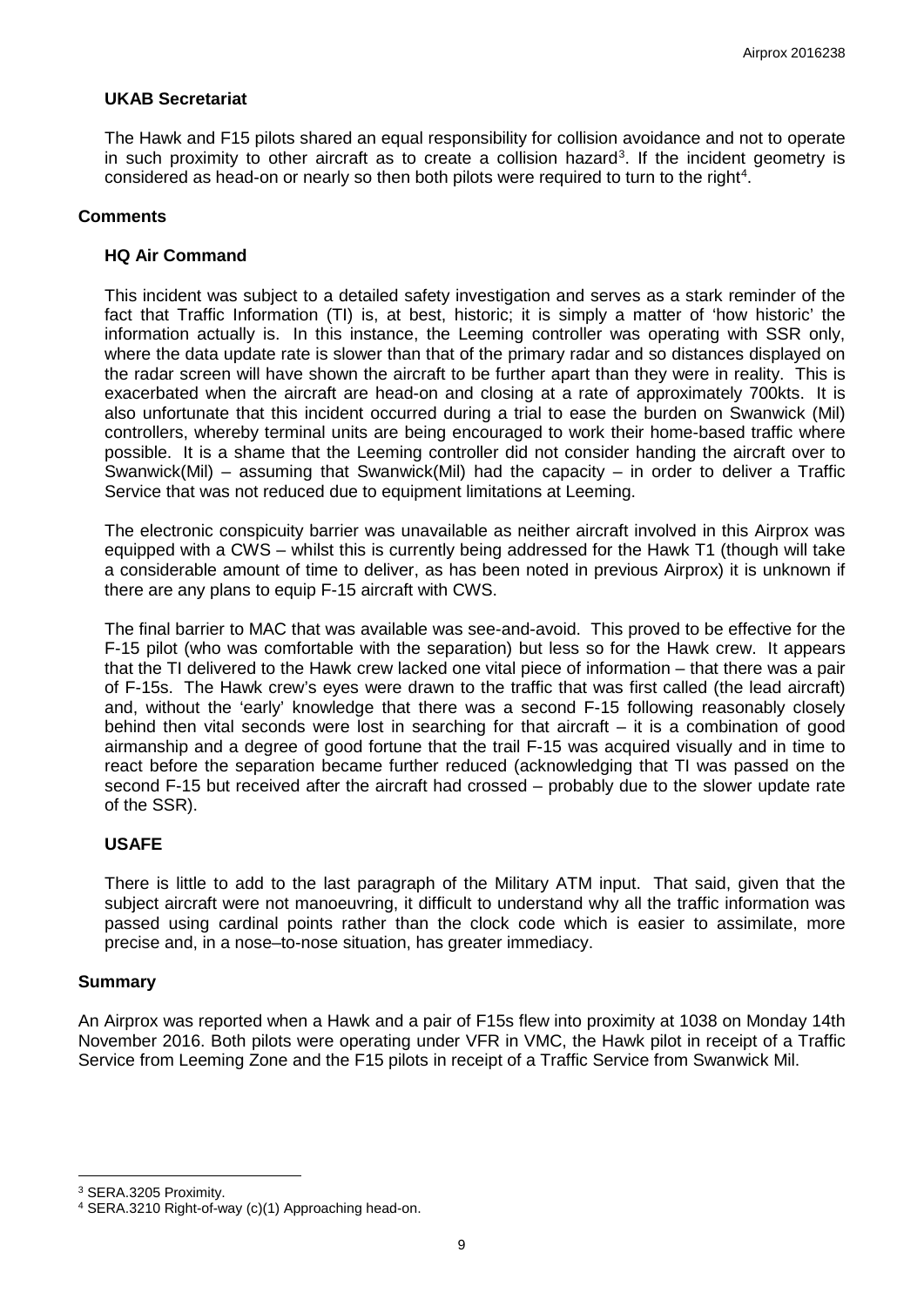### UKAB Secretariat

The Hawk and F15 pilots shared an equal responsibility for collision avoidance and not to operate in such proximity to other aircraft as to create a collision hazard[3]. If the incident geometry is considered as head-on or nearly so then both pilots were required to turn to the right[4].

## Comments

### HQ Air Command

This incident was subject to a detailed safety investigation and serves as a stark reminder of the fact that Traffic Information (TI) is, at best, historic; it is simply a matter of 'how historic' the information actually is. In this instance, the Leeming controller was operating with SSR only, where the data update rate is slower than that of the primary radar and so distances displayed on the radar screen will have shown the aircraft to be further apart than they were in reality. This is exacerbated when the aircraft are head-on and closing at a rate of approximately 700kts. It is also unfortunate that this incident occurred during a trial to ease the burden on Swanwick (Mil) controllers, whereby terminal units are being encouraged to work their home-based traffic where possible. It is a shame that the Leeming controller did not consider handing the aircraft over to Swanwick(Mil) – assuming that Swanwick(Mil) had the capacity – in order to deliver a Traffic Service that was not reduced due to equipment limitations at Leeming.

The electronic conspicuity barrier was unavailable as neither aircraft involved in this Airprox was equipped with a CWS – whilst this is currently being addressed for the Hawk T1 (though will take a considerable amount of time to deliver, as has been noted in previous Airprox) it is unknown if there are any plans to equip F-15 aircraft with CWS.

The final barrier to MAC that was available was see-and-avoid. This proved to be effective for the F-15 pilot (who was comfortable with the separation) but less so for the Hawk crew. It appears that the TI delivered to the Hawk crew lacked one vital piece of information – that there was a pair of F-15s. The Hawk crew's eyes were drawn to the traffic that was first called (the lead aircraft) and, without the 'early' knowledge that there was a second F-15 following reasonably closely behind then vital seconds were lost in searching for that aircraft – it is a combination of good airmanship and a degree of good fortune that the trail F-15 was acquired visually and in time to react before the separation became further reduced (acknowledging that TI was passed on the second F-15 but received after the aircraft had crossed – probably due to the slower update rate of the SSR).

### USAFE

There is little to add to the last paragraph of the Military ATM input. That said, given that the subject aircraft were not manoeuvring, it difficult to understand why all the traffic information was passed using cardinal points rather than the clock code which is easier to assimilate, more precise and, in a nose–to-nose situation, has greater immediacy.

## Summary

An Airprox was reported when a Hawk and a pair of F15s flew into proximity at 1038 on Monday 14th November 2016. Both pilots were operating under VFR in VMC, the Hawk pilot in receipt of a Traffic Service from Leeming Zone and the F15 pilots in receipt of a Traffic Service from Swanwick Mil.

---

[3] SERA.3205 Proximity.

[4] SERA.3210 Right-of-way (c)(1) Approaching head-on.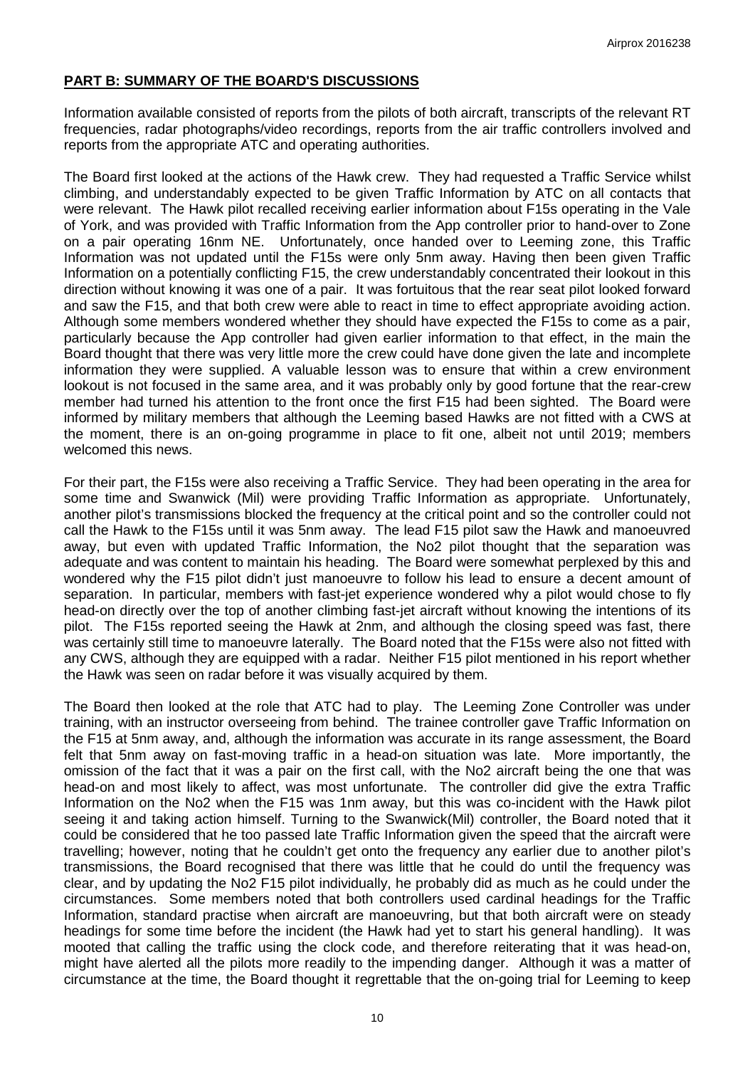## PART B: SUMMARY OF THE BOARD'S DISCUSSIONS

Information available consisted of reports from the pilots of both aircraft, transcripts of the relevant RT frequencies, radar photographs/video recordings, reports from the air traffic controllers involved and reports from the appropriate ATC and operating authorities.

The Board first looked at the actions of the Hawk crew. They had requested a Traffic Service whilst climbing, and understandably expected to be given Traffic Information by ATC on all contacts that were relevant. The Hawk pilot recalled receiving earlier information about F15s operating in the Vale of York, and was provided with Traffic Information from the App controller prior to hand-over to Zone on a pair operating 16nm NE. Unfortunately, once handed over to Leeming zone, this Traffic Information was not updated until the F15s were only 5nm away. Having then been given Traffic Information on a potentially conflicting F15, the crew understandably concentrated their lookout in this direction without knowing it was one of a pair. It was fortuitous that the rear seat pilot looked forward and saw the F15, and that both crew were able to react in time to effect appropriate avoiding action. Although some members wondered whether they should have expected the F15s to come as a pair, particularly because the App controller had given earlier information to that effect, in the main the Board thought that there was very little more the crew could have done given the late and incomplete information they were supplied. A valuable lesson was to ensure that within a crew environment lookout is not focused in the same area, and it was probably only by good fortune that the rear-crew member had turned his attention to the front once the first F15 had been sighted. The Board were informed by military members that although the Leeming based Hawks are not fitted with a CWS at the moment, there is an on-going programme in place to fit one, albeit not until 2019; members welcomed this news.

For their part, the F15s were also receiving a Traffic Service. They had been operating in the area for some time and Swanwick (Mil) were providing Traffic Information as appropriate. Unfortunately, another pilot's transmissions blocked the frequency at the critical point and so the controller could not call the Hawk to the F15s until it was 5nm away. The lead F15 pilot saw the Hawk and manoeuvred away, but even with updated Traffic Information, the No2 pilot thought that the separation was adequate and was content to maintain his heading. The Board were somewhat perplexed by this and wondered why the F15 pilot didn't just manoeuvre to follow his lead to ensure a decent amount of separation. In particular, members with fast-jet experience wondered why a pilot would chose to fly head-on directly over the top of another climbing fast-jet aircraft without knowing the intentions of its pilot. The F15s reported seeing the Hawk at 2nm, and although the closing speed was fast, there was certainly still time to manoeuvre laterally. The Board noted that the F15s were also not fitted with any CWS, although they are equipped with a radar. Neither F15 pilot mentioned in his report whether the Hawk was seen on radar before it was visually acquired by them.

The Board then looked at the role that ATC had to play. The Leeming Zone Controller was under training, with an instructor overseeing from behind. The trainee controller gave Traffic Information on the F15 at 5nm away, and, although the information was accurate in its range assessment, the Board felt that 5nm away on fast-moving traffic in a head-on situation was late. More importantly, the omission of the fact that it was a pair on the first call, with the No2 aircraft being the one that was head-on and most likely to affect, was most unfortunate. The controller did give the extra Traffic Information on the No2 when the F15 was 1nm away, but this was co-incident with the Hawk pilot seeing it and taking action himself. Turning to the Swanwick(Mil) controller, the Board noted that it could be considered that he too passed late Traffic Information given the speed that the aircraft were travelling; however, noting that he couldn't get onto the frequency any earlier due to another pilot's transmissions, the Board recognised that there was little that he could do until the frequency was clear, and by updating the No2 F15 pilot individually, he probably did as much as he could under the circumstances. Some members noted that both controllers used cardinal headings for the Traffic Information, standard practise when aircraft are manoeuvring, but that both aircraft were on steady headings for some time before the incident (the Hawk had yet to start his general handling). It was mooted that calling the traffic using the clock code, and therefore reiterating that it was head-on, might have alerted all the pilots more readily to the impending danger. Although it was a matter of circumstance at the time, the Board thought it regrettable that the on-going trial for Leeming to keep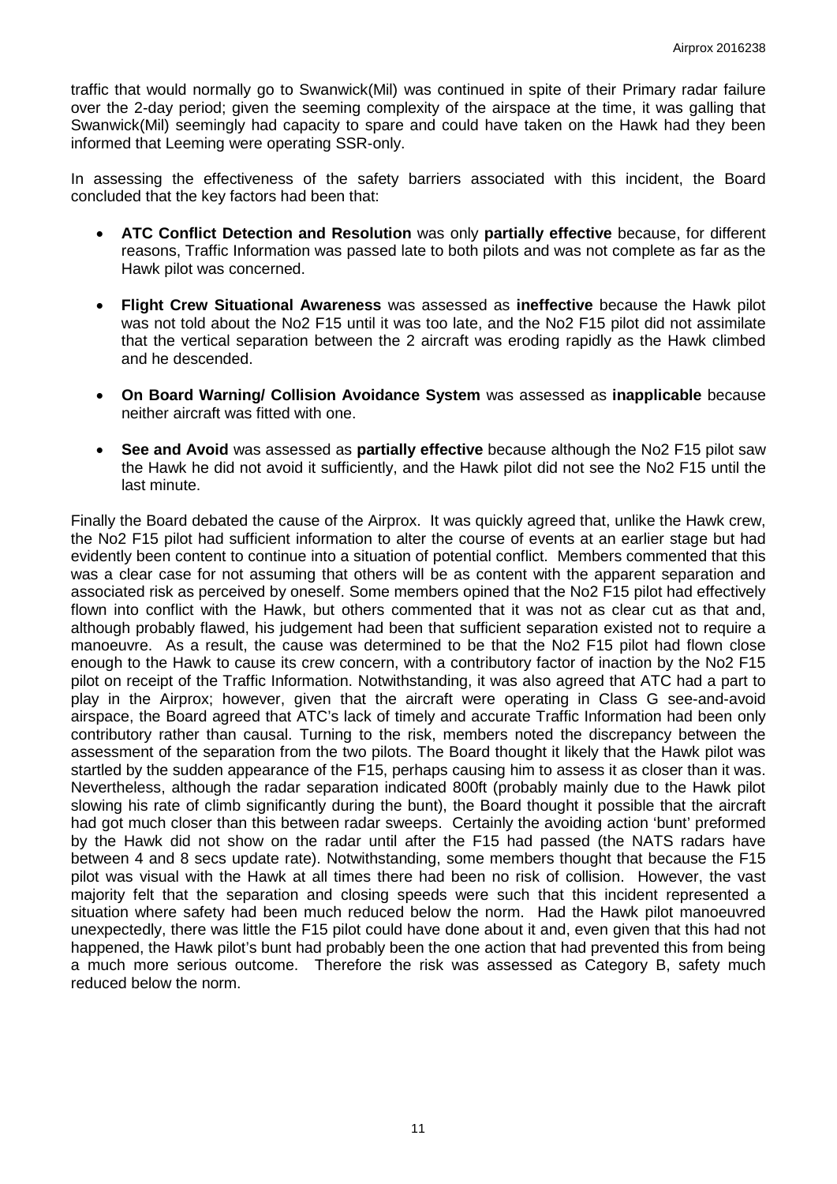traffic that would normally go to Swanwick(Mil) was continued in spite of their Primary radar failure over the 2-day period; given the seeming complexity of the airspace at the time, it was galling that Swanwick(Mil) seemingly had capacity to spare and could have taken on the Hawk had they been informed that Leeming were operating SSR-only.

In assessing the effectiveness of the safety barriers associated with this incident, the Board concluded that the key factors had been that:

- **ATC Conflict Detection and Resolution** was only **partially effective** because, for different reasons, Traffic Information was passed late to both pilots and was not complete as far as the Hawk pilot was concerned.
- **Flight Crew Situational Awareness** was assessed as **ineffective** because the Hawk pilot was not told about the No2 F15 until it was too late, and the No2 F15 pilot did not assimilate that the vertical separation between the 2 aircraft was eroding rapidly as the Hawk climbed and he descended.
- **On Board Warning/ Collision Avoidance System** was assessed as **inapplicable** because neither aircraft was fitted with one.
- **See and Avoid** was assessed as **partially effective** because although the No2 F15 pilot saw the Hawk he did not avoid it sufficiently, and the Hawk pilot did not see the No2 F15 until the last minute.

Finally the Board debated the cause of the Airprox. It was quickly agreed that, unlike the Hawk crew, the No2 F15 pilot had sufficient information to alter the course of events at an earlier stage but had evidently been content to continue into a situation of potential conflict. Members commented that this was a clear case for not assuming that others will be as content with the apparent separation and associated risk as perceived by oneself. Some members opined that the No2 F15 pilot had effectively flown into conflict with the Hawk, but others commented that it was not as clear cut as that and, although probably flawed, his judgement had been that sufficient separation existed not to require a manoeuvre. As a result, the cause was determined to be that the No2 F15 pilot had flown close enough to the Hawk to cause its crew concern, with a contributory factor of inaction by the No2 F15 pilot on receipt of the Traffic Information. Notwithstanding, it was also agreed that ATC had a part to play in the Airprox; however, given that the aircraft were operating in Class G see-and-avoid airspace, the Board agreed that ATC's lack of timely and accurate Traffic Information had been only contributory rather than causal. Turning to the risk, members noted the discrepancy between the assessment of the separation from the two pilots. The Board thought it likely that the Hawk pilot was startled by the sudden appearance of the F15, perhaps causing him to assess it as closer than it was. Nevertheless, although the radar separation indicated 800ft (probably mainly due to the Hawk pilot slowing his rate of climb significantly during the bunt), the Board thought it possible that the aircraft had got much closer than this between radar sweeps. Certainly the avoiding action 'bunt' preformed by the Hawk did not show on the radar until after the F15 had passed (the NATS radars have between 4 and 8 secs update rate). Notwithstanding, some members thought that because the F15 pilot was visual with the Hawk at all times there had been no risk of collision. However, the vast majority felt that the separation and closing speeds were such that this incident represented a situation where safety had been much reduced below the norm. Had the Hawk pilot manoeuvred unexpectedly, there was little the F15 pilot could have done about it and, even given that this had not happened, the Hawk pilot's bunt had probably been the one action that had prevented this from being a much more serious outcome. Therefore the risk was assessed as Category B, safety much reduced below the norm.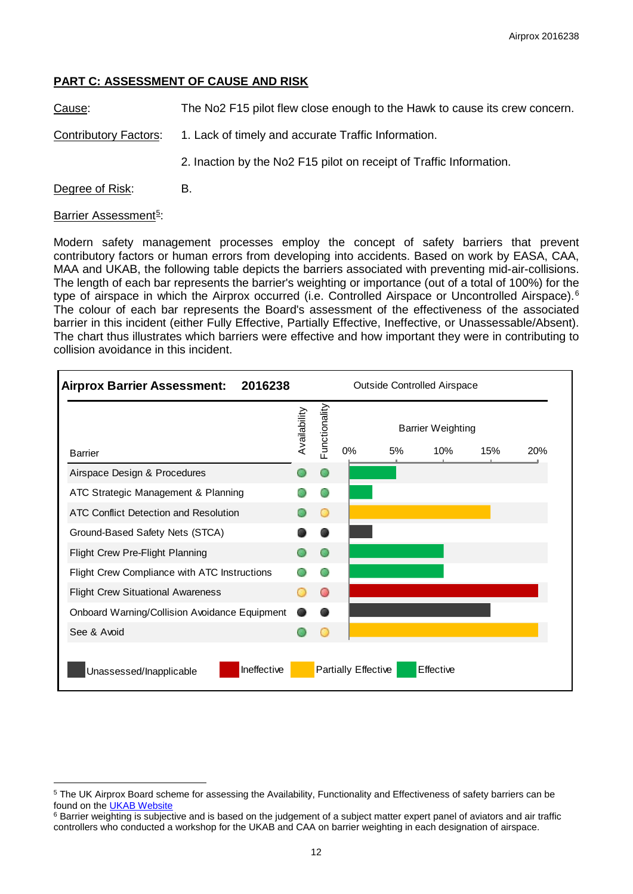## PART C: ASSESSMENT OF CAUSE AND RISK

Cause: The No2 F15 pilot flew close enough to the Hawk to cause its crew concern.

Contributory Factors:

1. Lack of timely and accurate Traffic Information.
2. Inaction by the No2 F15 pilot on receipt of Traffic Information.

Degree of Risk: B.

Barrier Assessment[5]:

Modern safety management processes employ the concept of safety barriers that prevent contributory factors or human errors from developing into accidents. Based on work by EASA, CAA, MAA and UKAB, the following table depicts the barriers associated with preventing mid-air-collisions. The length of each bar represents the barrier's weighting or importance (out of a total of 100%) for the type of airspace in which the Airprox occurred (i.e. Controlled Airspace or Uncontrolled Airspace).[6] The colour of each bar represents the Board's assessment of the effectiveness of the associated barrier in this incident (either Fully Effective, Partially Effective, Ineffective, or Unassessable/Absent). The chart thus illustrates which barriers were effective and how important they were in contributing to collision avoidance in this incident.

**Airprox Barrier Assessment: 2016238**

Outside Controlled Airspace

Barrier

Availability

Functionality

Barrier Weighting

0% 5% 10% 15% 20%

Airspace Design & Procedures

ATC Strategic Management & Planning

ATC Conflict Detection and Resolution

Ground-Based Safety Nets (STCA)

Flight Crew Pre-Flight Planning

Flight Crew Compliance with ATC Instructions

Flight Crew Situational Awareness

Onboard Warning/Collision Avoidance Equipment

See & Avoid

Unassessed/Inapplicable Ineffective Partially Effective Effective

---

[5] The UK Airprox Board scheme for assessing the Availability, Functionality and Effectiveness of safety barriers can be found on the UKAB Website

[6] Barrier weighting is subjective and is based on the judgement of a subject matter expert panel of aviators and air traffic controllers who conducted a workshop for the UKAB and CAA on barrier weighting in each designation of airspace.